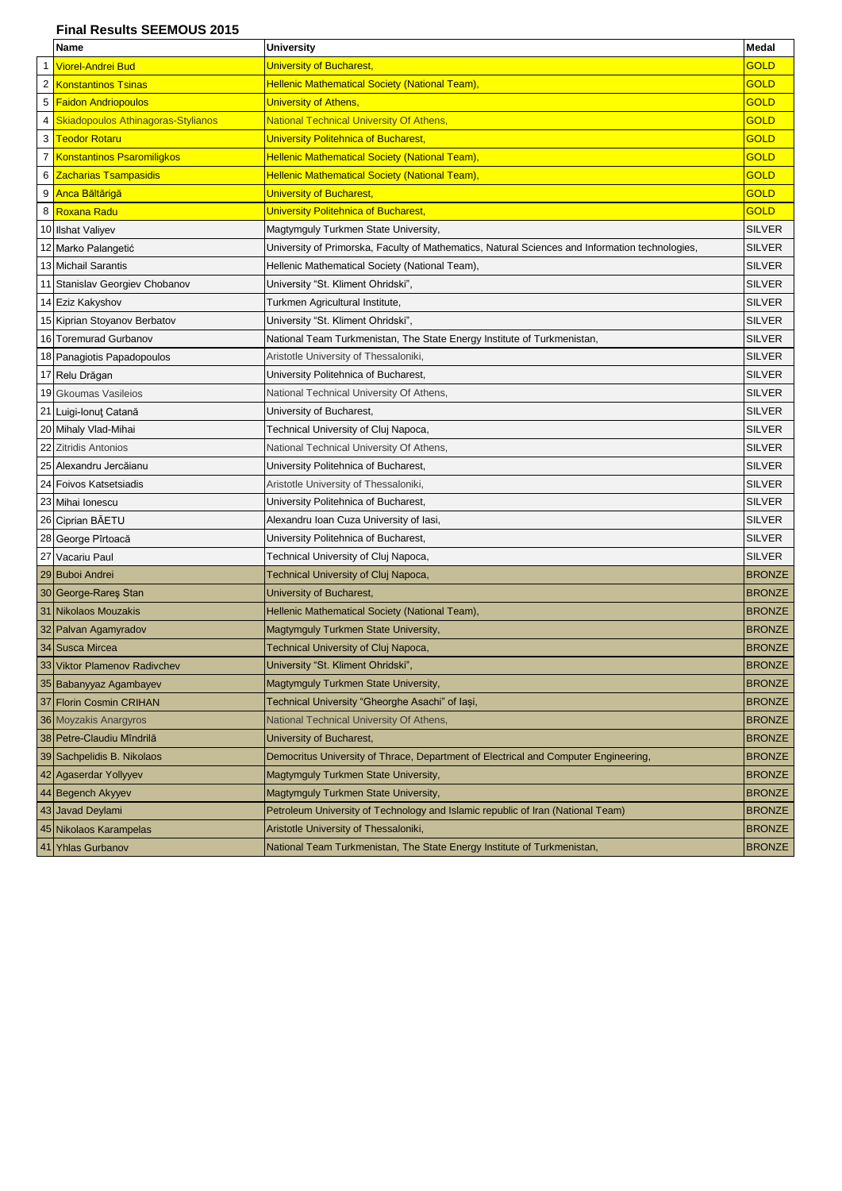**Final Results SEEMOUS 2015**

| | Name | University | Medal |
|---|---|---|---|
| 1 | Viorel-Andrei Bud | University of Bucharest, | GOLD |
| 2 | Konstantinos Tsinas | Hellenic Mathematical Society (National Team), | GOLD |
| 5 | Faidon Andriopoulos | University of Athens, | GOLD |
| 4 | Skiadopoulos Athinagoras-Stylianos | National Technical University Of Athens, | GOLD |
| 3 | Teodor Rotaru | University Politehnica of Bucharest, | GOLD |
| 7 | Konstantinos Psaromiligkos | Hellenic Mathematical Society (National Team), | GOLD |
| 6 | Zacharias Tsampasidis | Hellenic Mathematical Society (National Team), | GOLD |
| 9 | Anca Băltărigă | University of Bucharest, | GOLD |
| 8 | Roxana Radu | University Politehnica of Bucharest, | GOLD |
| 10 | Ilshat Valiyev | Magtymguly Turkmen State University, | SILVER |
| 12 | Marko Palangetić | University of Primorska, Faculty of Mathematics, Natural Sciences and Information technologies, | SILVER |
| 13 | Michail Sarantis | Hellenic Mathematical Society (National Team), | SILVER |
| 11 | Stanislav Georgiev Chobanov | University "St. Kliment Ohridski", | SILVER |
| 14 | Eziz Kakyshov | Turkmen Agricultural Institute, | SILVER |
| 15 | Kiprian Stoyanov Berbatov | University "St. Kliment Ohridski", | SILVER |
| 16 | Toremurad Gurbanov | National Team Turkmenistan, The State Energy Institute of Turkmenistan, | SILVER |
| 18 | Panagiotis Papadopoulos | Aristotle University of Thessaloniki, | SILVER |
| 17 | Relu Drăgan | University Politehnica of Bucharest, | SILVER |
| 19 | Gkoumas Vasileios | National Technical University Of Athens, | SILVER |
| 21 | Luigi-Ionuţ Catană | University of Bucharest, | SILVER |
| 20 | Mihaly Vlad-Mihai | Technical University of Cluj Napoca, | SILVER |
| 22 | Zitridis Antonios | National Technical University Of Athens, | SILVER |
| 25 | Alexandru Jercăianu | University Politehnica of Bucharest, | SILVER |
| 24 | Foivos Katsetsiadis | Aristotle University of Thessaloniki, | SILVER |
| 23 | Mihai Ionescu | University Politehnica of Bucharest, | SILVER |
| 26 | Ciprian BĂETU | Alexandru Ioan Cuza University of Iasi, | SILVER |
| 28 | George Pîrtoacă | University Politehnica of Bucharest, | SILVER |
| 27 | Vacariu Paul | Technical University of Cluj Napoca, | SILVER |
| 29 | Buboi Andrei | Technical University of Cluj Napoca, | BRONZE |
| 30 | George-Rareş Stan | University of Bucharest, | BRONZE |
| 31 | Nikolaos Mouzakis | Hellenic Mathematical Society (National Team), | BRONZE |
| 32 | Palvan Agamyradov | Magtymguly Turkmen State University, | BRONZE |
| 34 | Susca Mircea | Technical University of Cluj Napoca, | BRONZE |
| 33 | Viktor Plamenov Radivchev | University "St. Kliment Ohridski", | BRONZE |
| 35 | Babanyyaz Agambayev | Magtymguly Turkmen State University, | BRONZE |
| 37 | Florin Cosmin CRIHAN | Technical University "Gheorghe Asachi" of Iaşi, | BRONZE |
| 36 | Moyzakis Anargyros | National Technical University Of Athens, | BRONZE |
| 38 | Petre-Claudiu Mîndrilă | University of Bucharest, | BRONZE |
| 39 | Sachpelidis B. Nikolaos | Democritus University of Thrace, Department of Electrical and Computer Engineering, | BRONZE |
| 42 | Agaserdar Yollyyev | Magtymguly Turkmen State University, | BRONZE |
| 44 | Begench Akyyev | Magtymguly Turkmen State University, | BRONZE |
| 43 | Javad Deylami | Petroleum University of Technology and Islamic republic of Iran (National Team) | BRONZE |
| 45 | Nikolaos Karampelas | Aristotle University of Thessaloniki, | BRONZE |
| 41 | Yhlas Gurbanov | National Team Turkmenistan, The State Energy Institute of Turkmenistan, | BRONZE |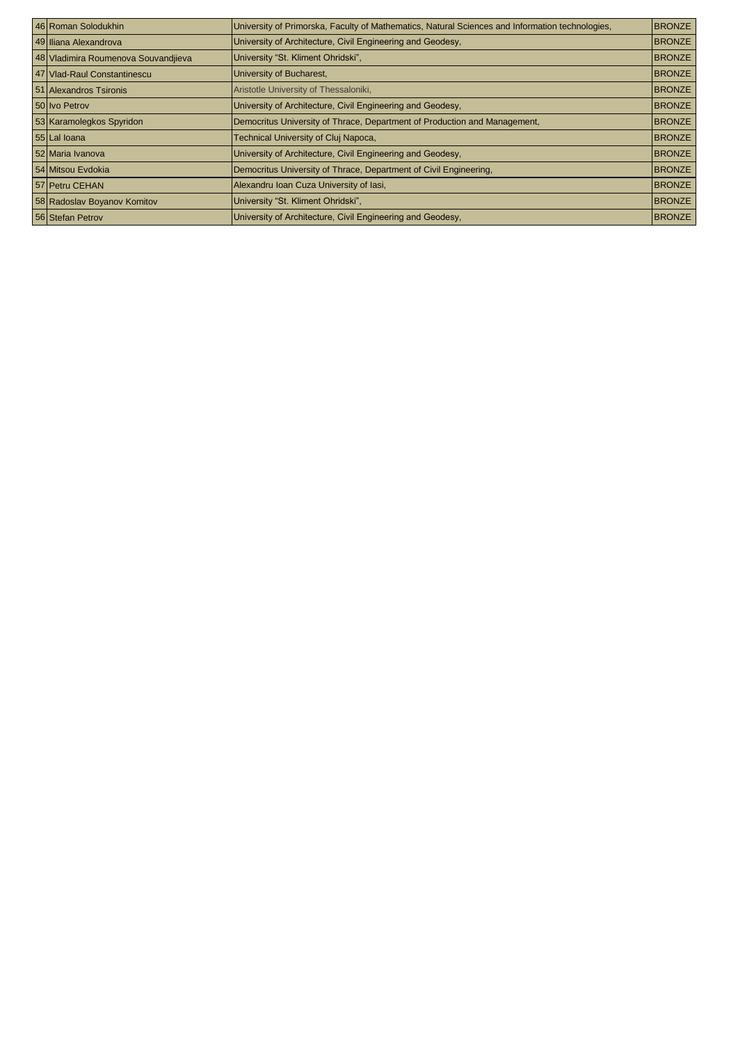| | | | |
|---|---|---|---|
| 46 | Roman Solodukhin | University of Primorska, Faculty of Mathematics, Natural Sciences and Information technologies, | BRONZE |
| 49 | Iliana Alexandrova | University of Architecture, Civil Engineering and Geodesy, | BRONZE |
| 48 | Vladimira Roumenova Souvandjieva | University "St. Kliment Ohridski", | BRONZE |
| 47 | Vlad-Raul Constantinescu | University of Bucharest, | BRONZE |
| 51 | Alexandros Tsironis | Aristotle University of Thessaloniki, | BRONZE |
| 50 | Ivo Petrov | University of Architecture, Civil Engineering and Geodesy, | BRONZE |
| 53 | Karamolegkos Spyridon | Democritus University of Thrace, Department of Production and Management, | BRONZE |
| 55 | Lal Ioana | Technical University of Cluj Napoca, | BRONZE |
| 52 | Maria Ivanova | University of Architecture, Civil Engineering and Geodesy, | BRONZE |
| 54 | Mitsou Evdokia | Democritus University of Thrace, Department of Civil Engineering, | BRONZE |
| 57 | Petru CEHAN | Alexandru Ioan Cuza University of Iasi, | BRONZE |
| 58 | Radoslav Boyanov Komitov | University "St. Kliment Ohridski", | BRONZE |
| 56 | Stefan Petrov | University of Architecture, Civil Engineering and Geodesy, | BRONZE |